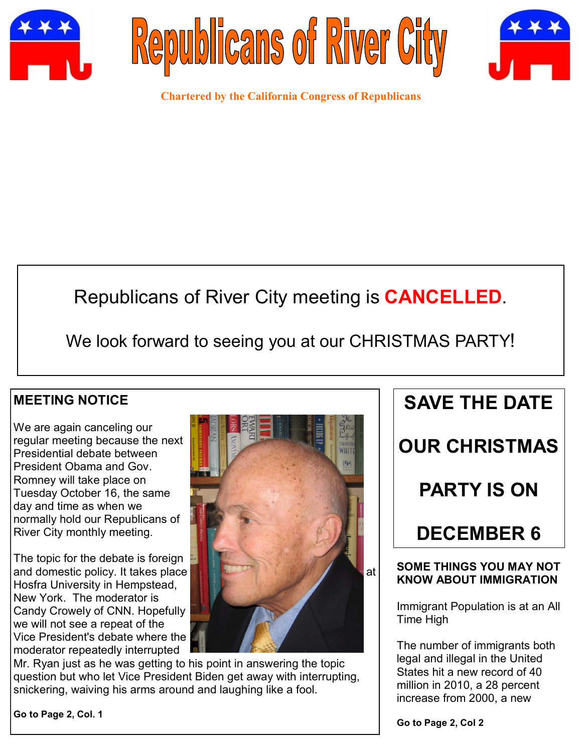# Republicans of River City

**Chartered by the California Congress of Republicans**

Republicans of River City meeting is **CANCELLED**.

We look forward to seeing you at our CHRISTMAS PARTY!

## MEETING NOTICE

We are again canceling our regular meeting because the next Presidential debate between President Obama and Gov. Romney will take place on Tuesday October 16, the same day and time as when we normally hold our Republicans of River City monthly meeting.

The topic for the debate is foreign and domestic policy. It takes place at Hosfra University in Hempstead, New York. The moderator is Candy Crowely of CNN. Hopefully we will not see a repeat of the Vice President's debate where the moderator repeatedly interrupted Mr. Ryan just as he was getting to his point in answering the topic question but who let Vice President Biden get away with interrupting, snickering, waiving his arms around and laughing like a fool.

**Go to Page 2, Col. 1**

## SAVE THE DATE

## OUR CHRISTMAS PARTY IS ON DECEMBER 6

### SOME THINGS YOU MAY NOT KNOW ABOUT IMMIGRATION

Immigrant Population is at an All Time High

The number of immigrants both legal and illegal in the United States hit a new record of 40 million in 2010, a 28 percent increase from 2000, a new

**Go to Page 2, Col 2**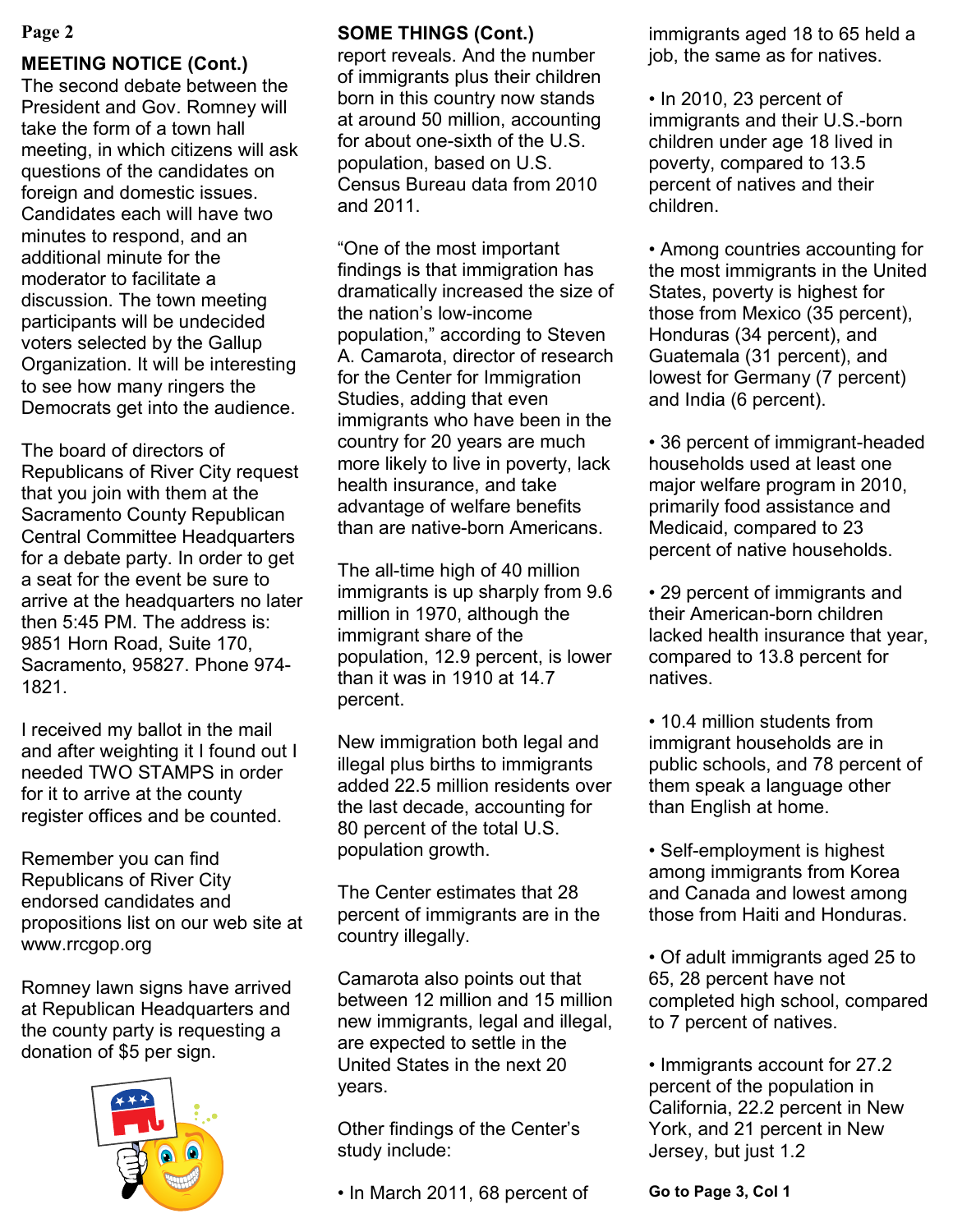**MEETING NOTICE (Cont.)**

The second debate between the President and Gov. Romney will take the form of a town hall meeting, in which citizens will ask questions of the candidates on foreign and domestic issues. Candidates each will have two minutes to respond, and an additional minute for the moderator to facilitate a discussion. The town meeting participants will be undecided voters selected by the Gallup Organization. It will be interesting to see how many ringers the Democrats get into the audience.

The board of directors of Republicans of River City request that you join with them at the Sacramento County Republican Central Committee Headquarters for a debate party. In order to get a seat for the event be sure to arrive at the headquarters no later then 5:45 PM. The address is: 9851 Horn Road, Suite 170, Sacramento, 95827. Phone 974-1821.

I received my ballot in the mail and after weighting it I found out I needed TWO STAMPS in order for it to arrive at the county register offices and be counted.

Remember you can find Republicans of River City endorsed candidates and propositions list on our web site at www.rrcgop.org

Romney lawn signs have arrived at Republican Headquarters and the county party is requesting a donation of $5 per sign.

**SOME THINGS (Cont.)**

report reveals. And the number of immigrants plus their children born in this country now stands at around 50 million, accounting for about one-sixth of the U.S. population, based on U.S. Census Bureau data from 2010 and 2011.

"One of the most important findings is that immigration has dramatically increased the size of the nation's low-income population," according to Steven A. Camarota, director of research for the Center for Immigration Studies, adding that even immigrants who have been in the country for 20 years are much more likely to live in poverty, lack health insurance, and take advantage of welfare benefits than are native-born Americans.

The all-time high of 40 million immigrants is up sharply from 9.6 million in 1970, although the immigrant share of the population, 12.9 percent, is lower than it was in 1910 at 14.7 percent.

New immigration both legal and illegal plus births to immigrants added 22.5 million residents over the last decade, accounting for 80 percent of the total U.S. population growth.

The Center estimates that 28 percent of immigrants are in the country illegally.

Camarota also points out that between 12 million and 15 million new immigrants, legal and illegal, are expected to settle in the United States in the next 20 years.

Other findings of the Center's study include:

- In March 2011, 68 percent of immigrants aged 18 to 65 held a job, the same as for natives.
- In 2010, 23 percent of immigrants and their U.S.-born children under age 18 lived in poverty, compared to 13.5 percent of natives and their children.
- Among countries accounting for the most immigrants in the United States, poverty is highest for those from Mexico (35 percent), Honduras (34 percent), and Guatemala (31 percent), and lowest for Germany (7 percent) and India (6 percent).
- 36 percent of immigrant-headed households used at least one major welfare program in 2010, primarily food assistance and Medicaid, compared to 23 percent of native households.
- 29 percent of immigrants and their American-born children lacked health insurance that year, compared to 13.8 percent for natives.
- 10.4 million students from immigrant households are in public schools, and 78 percent of them speak a language other than English at home.
- Self-employment is highest among immigrants from Korea and Canada and lowest among those from Haiti and Honduras.
- Of adult immigrants aged 25 to 65, 28 percent have not completed high school, compared to 7 percent of natives.
- Immigrants account for 27.2 percent of the population in California, 22.2 percent in New York, and 21 percent in New Jersey, but just 1.2

**Go to Page 3, Col 1**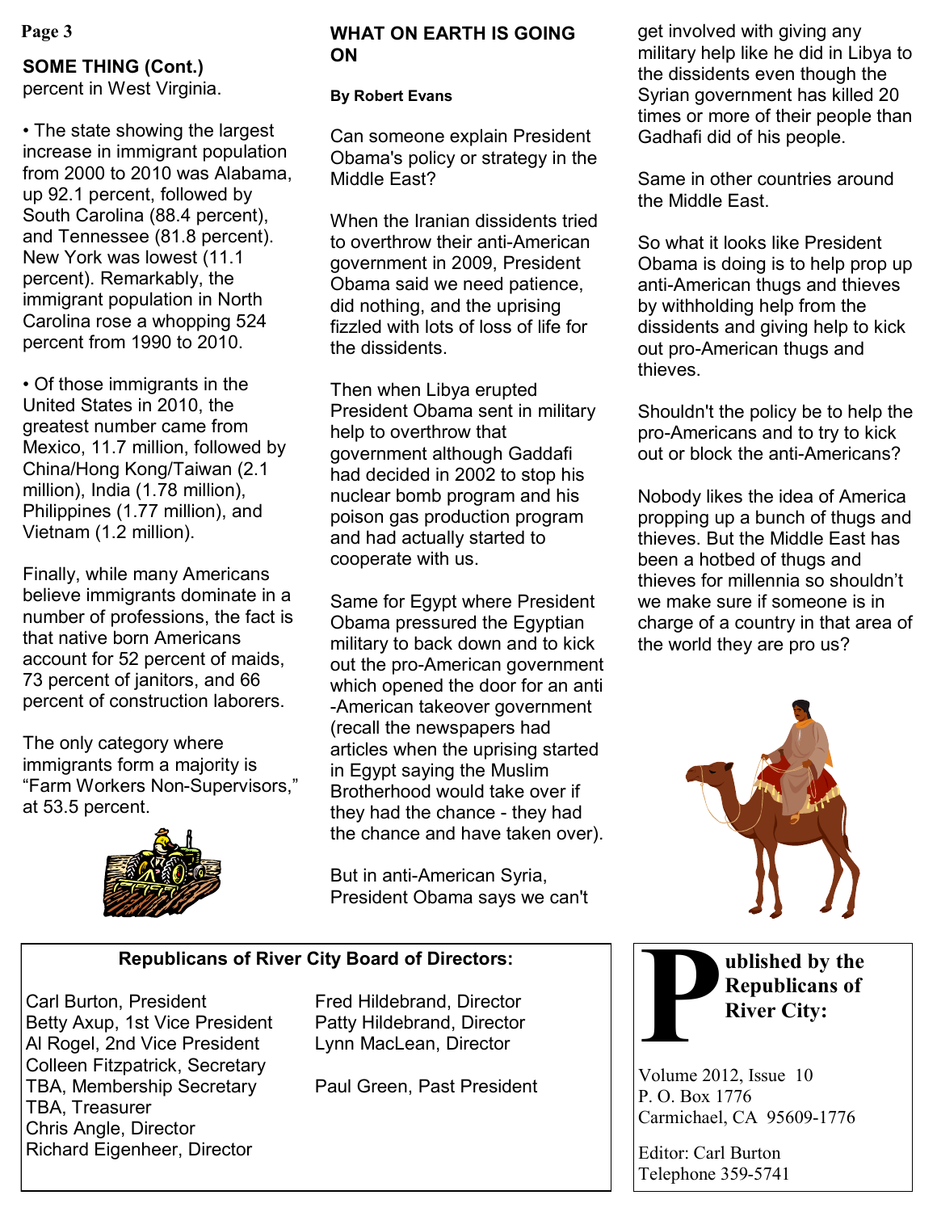## SOME THING (Cont.)

percent in West Virginia.

• The state showing the largest increase in immigrant population from 2000 to 2010 was Alabama, up 92.1 percent, followed by South Carolina (88.4 percent), and Tennessee (81.8 percent). New York was lowest (11.1 percent). Remarkably, the immigrant population in North Carolina rose a whopping 524 percent from 1990 to 2010.

• Of those immigrants in the United States in 2010, the greatest number came from Mexico, 11.7 million, followed by China/Hong Kong/Taiwan (2.1 million), India (1.78 million), Philippines (1.77 million), and Vietnam (1.2 million).

Finally, while many Americans believe immigrants dominate in a number of professions, the fact is that native born Americans account for 52 percent of maids, 73 percent of janitors, and 66 percent of construction laborers.

The only category where immigrants form a majority is "Farm Workers Non-Supervisors," at 53.5 percent.

## WHAT ON EARTH IS GOING ON

**By Robert Evans**

Can someone explain President Obama's policy or strategy in the Middle East?

When the Iranian dissidents tried to overthrow their anti-American government in 2009, President Obama said we need patience, did nothing, and the uprising fizzled with lots of loss of life for the dissidents.

Then when Libya erupted President Obama sent in military help to overthrow that government although Gaddafi had decided in 2002 to stop his nuclear bomb program and his poison gas production program and had actually started to cooperate with us.

Same for Egypt where President Obama pressured the Egyptian military to back down and to kick out the pro-American government which opened the door for an anti-American takeover government (recall the newspapers had articles when the uprising started in Egypt saying the Muslim Brotherhood would take over if they had the chance - they had the chance and have taken over).

But in anti-American Syria, President Obama says we can't get involved with giving any military help like he did in Libya to the dissidents even though the Syrian government has killed 20 times or more of their people than Gadhafi did of his people.

Same in other countries around the Middle East.

So what it looks like President Obama is doing is to help prop up anti-American thugs and thieves by withholding help from the dissidents and giving help to kick out pro-American thugs and thieves.

Shouldn't the policy be to help the pro-Americans and to try to kick out or block the anti-Americans?

Nobody likes the idea of America propping up a bunch of thugs and thieves. But the Middle East has been a hotbed of thugs and thieves for millennia so shouldn't we make sure if someone is in charge of a country in that area of the world they are pro us?

**Republicans of River City Board of Directors:**

Carl Burton, President
Betty Axup, 1st Vice President
Al Rogel, 2nd Vice President
Colleen Fitzpatrick, Secretary
TBA, Membership Secretary
TBA, Treasurer
Chris Angle, Director
Richard Eigenheer, Director
Fred Hildebrand, Director
Patty Hildebrand, Director
Lynn MacLean, Director

Paul Green, Past President

**Published by the Republicans of River City:**

Volume 2012, Issue 10
P. O. Box 1776
Carmichael, CA 95609-1776

Editor: Carl Burton
Telephone 359-5741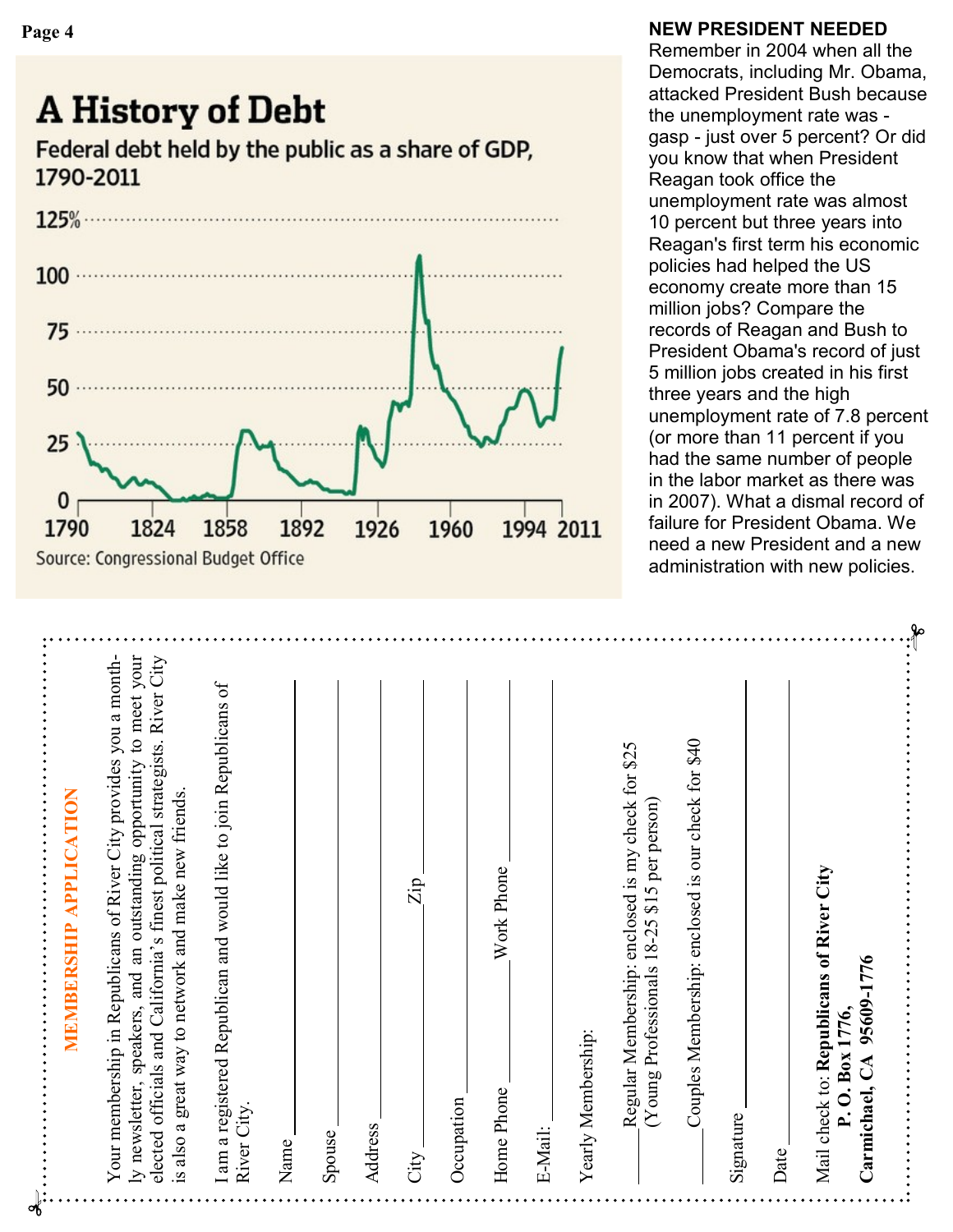## A History of Debt

Federal debt held by the public as a share of GDP, 1790-2011

125%
100
75
50
25
0
1790 1824 1858 1892 1926 1960 1994 2011

Source: Congressional Budget Office

### NEW PRESIDENT NEEDED

Remember in 2004 when all the Democrats, including Mr. Obama, attacked President Bush because the unemployment rate was - gasp - just over 5 percent? Or did you know that when President Reagan took office the unemployment rate was almost 10 percent but three years into Reagan's first term his economic policies had helped the US economy create more than 15 million jobs? Compare the records of Reagan and Bush to President Obama's record of just 5 million jobs created in his first three years and the high unemployment rate of 7.8 percent (or more than 11 percent if you had the same number of people in the labor market as there was in 2007). What a dismal record of failure for President Obama. We need a new President and a new administration with new policies.

---

### MEMBERSHIP APPLICATION

Your membership in Republicans of River City provides you a monthly newsletter, speakers, and an outstanding opportunity to meet your elected officials and California's finest political strategists. River City is also a great way to network and make new friends.

I am a registered Republican and would like to join Republicans of River City.

Name \_\_\_\_\_\_\_\_\_\_\_\_\_\_\_\_\_\_\_\_

Spouse \_\_\_\_\_\_\_\_\_\_\_\_\_\_\_\_\_\_\_\_

Address \_\_\_\_\_\_\_\_\_\_\_\_\_\_\_\_\_\_\_\_

City \_\_\_\_\_\_\_\_\_\_ Zip \_\_\_\_\_\_\_\_\_\_

Occupation \_\_\_\_\_\_\_\_\_\_\_\_\_\_\_\_\_\_\_\_

Home Phone \_\_\_\_\_\_\_\_\_\_ Work Phone \_\_\_\_\_\_\_\_\_\_

E-Mail: \_\_\_\_\_\_\_\_\_\_\_\_\_\_\_\_\_\_\_\_

Yearly Membership:

\_\_\_\_ Regular Membership: enclosed is my check for $25 (Young Professionals 18-25 $15 per person)

\_\_\_\_ Couples Membership: enclosed is our check for $40

Signature \_\_\_\_\_\_\_\_\_\_\_\_\_\_\_\_\_\_\_\_

Date \_\_\_\_\_\_\_\_\_\_\_\_\_\_\_\_\_\_\_\_

Mail check to: **Republicans of River City**
**P. O. Box 1776,**
**Carmichael, CA 95609-1776**